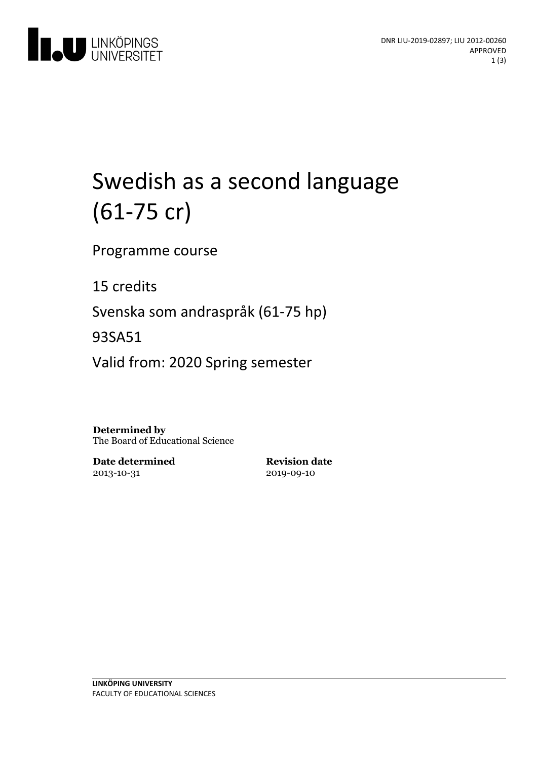DNR LIU-2019-02897; LIU 2012-00260
APPROVED

# Swedish as a second language (61-75 cr)

Programme course

15 credits

Svenska som andraspråk (61-75 hp)

93SA51

Valid from: 2020 Spring semester

**Determined by**
The Board of Educational Science

**Date determined**
2013-10-31

**Revision date**
2019-09-10

**LINKÖPING UNIVERSITY**
FACULTY OF EDUCATIONAL SCIENCES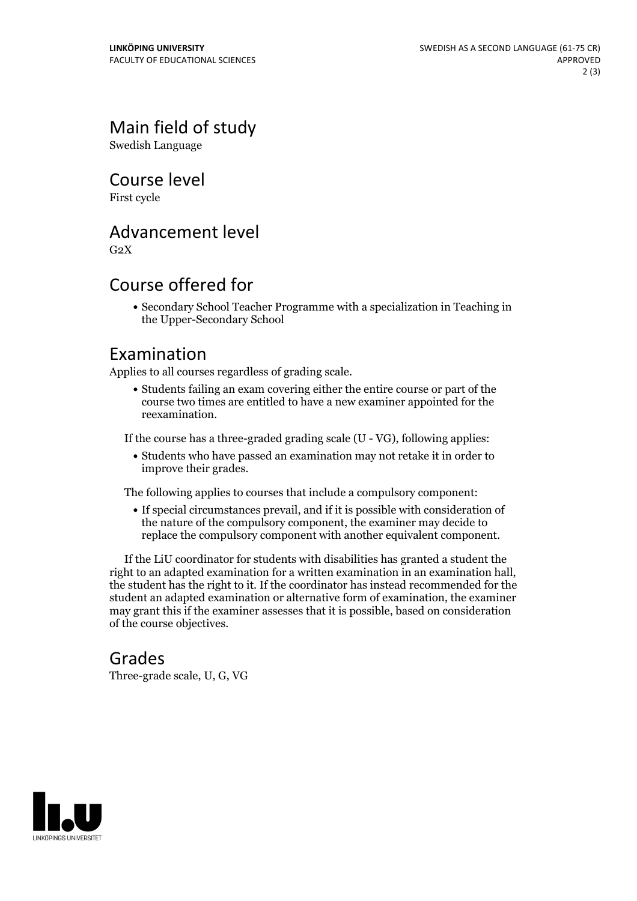## Main field of study

Swedish Language

## Course level

First cycle

## Advancement level

G2X

## Course offered for

- Secondary School Teacher Programme with a specialization in Teaching in the Upper-Secondary School

## Examination

Applies to all courses regardless of grading scale.

- Students failing an exam covering either the entire course or part of the course two times are entitled to have a new examiner appointed for the reexamination.

If the course has a three-graded grading scale (U - VG), following applies:

- Students who have passed an examination may not retake it in order to improve their grades.

The following applies to courses that include a compulsory component:

- If special circumstances prevail, and if it is possible with consideration of the nature of the compulsory component, the examiner may decide to replace the compulsory component with another equivalent component.

If the LiU coordinator for students with disabilities has granted a student the right to an adapted examination for a written examination in an examination hall, the student has the right to it. If the coordinator has instead recommended for the student an adapted examination or alternative form of examination, the examiner may grant this if the examiner assesses that it is possible, based on consideration of the course objectives.

## Grades

Three-grade scale, U, G, VG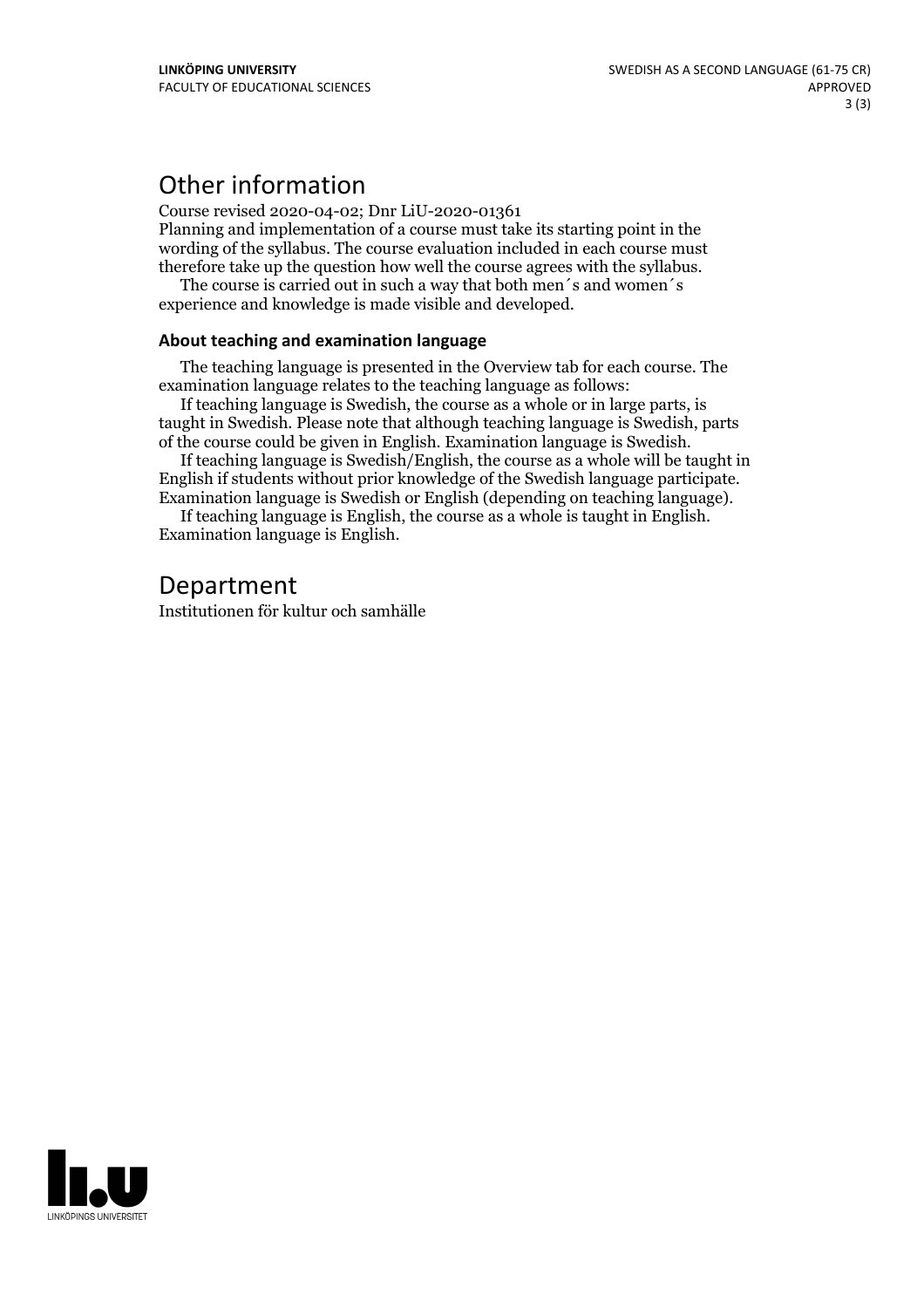# Other information

Course revised 2020-04-02; Dnr LiU-2020-01361

Planning and implementation of a course must take its starting point in the wording of the syllabus. The course evaluation included in each course must therefore take up the question how well the course agrees with the syllabus.

The course is carried out in such a way that both men´s and women´s experience and knowledge is made visible and developed.

### About teaching and examination language

The teaching language is presented in the Overview tab for each course. The examination language relates to the teaching language as follows:

If teaching language is Swedish, the course as a whole or in large parts, is taught in Swedish. Please note that although teaching language is Swedish, parts of the course could be given in English. Examination language is Swedish.

If teaching language is Swedish/English, the course as a whole will be taught in English if students without prior knowledge of the Swedish language participate. Examination language is Swedish or English (depending on teaching language).

If teaching language is English, the course as a whole is taught in English. Examination language is English.

# Department

Institutionen för kultur och samhälle